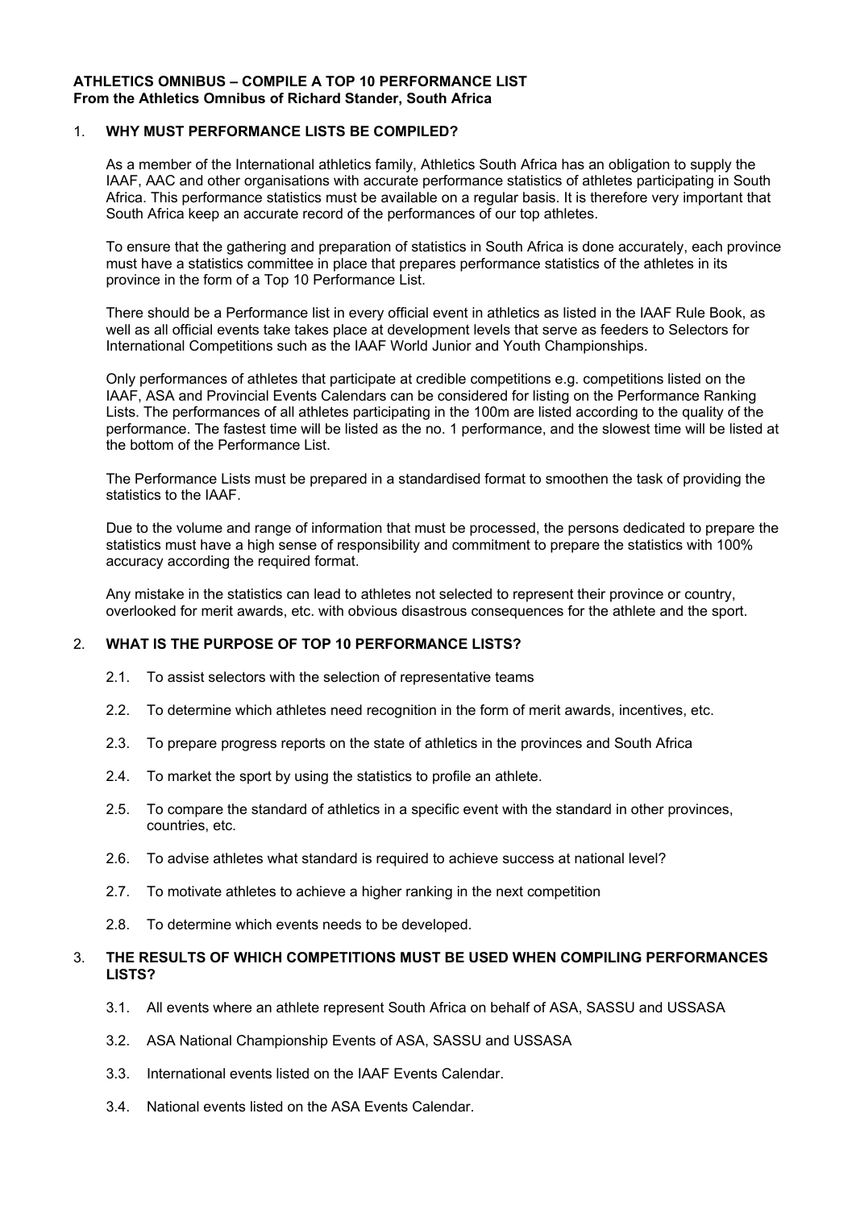**ATHLETICS OMNIBUS – COMPILE A TOP 10 PERFORMANCE LIST**
**From the Athletics Omnibus of Richard Stander, South Africa**

## 1. WHY MUST PERFORMANCE LISTS BE COMPILED?

As a member of the International athletics family, Athletics South Africa has an obligation to supply the IAAF, AAC and other organisations with accurate performance statistics of athletes participating in South Africa. This performance statistics must be available on a regular basis. It is therefore very important that South Africa keep an accurate record of the performances of our top athletes.

To ensure that the gathering and preparation of statistics in South Africa is done accurately, each province must have a statistics committee in place that prepares performance statistics of the athletes in its province in the form of a Top 10 Performance List.

There should be a Performance list in every official event in athletics as listed in the IAAF Rule Book, as well as all official events take takes place at development levels that serve as feeders to Selectors for International Competitions such as the IAAF World Junior and Youth Championships.

Only performances of athletes that participate at credible competitions e.g. competitions listed on the IAAF, ASA and Provincial Events Calendars can be considered for listing on the Performance Ranking Lists. The performances of all athletes participating in the 100m are listed according to the quality of the performance. The fastest time will be listed as the no. 1 performance, and the slowest time will be listed at the bottom of the Performance List.

The Performance Lists must be prepared in a standardised format to smoothen the task of providing the statistics to the IAAF.

Due to the volume and range of information that must be processed, the persons dedicated to prepare the statistics must have a high sense of responsibility and commitment to prepare the statistics with 100% accuracy according the required format.

Any mistake in the statistics can lead to athletes not selected to represent their province or country, overlooked for merit awards, etc. with obvious disastrous consequences for the athlete and the sport.

## 2. WHAT IS THE PURPOSE OF TOP 10 PERFORMANCE LISTS?

2.1. To assist selectors with the selection of representative teams

2.2. To determine which athletes need recognition in the form of merit awards, incentives, etc.

2.3. To prepare progress reports on the state of athletics in the provinces and South Africa

2.4. To market the sport by using the statistics to profile an athlete.

2.5. To compare the standard of athletics in a specific event with the standard in other provinces, countries, etc.

2.6. To advise athletes what standard is required to achieve success at national level?

2.7. To motivate athletes to achieve a higher ranking in the next competition

2.8. To determine which events needs to be developed.

## 3. THE RESULTS OF WHICH COMPETITIONS MUST BE USED WHEN COMPILING PERFORMANCES LISTS?

3.1. All events where an athlete represent South Africa on behalf of ASA, SASSU and USSASA

3.2. ASA National Championship Events of ASA, SASSU and USSASA

3.3. International events listed on the IAAF Events Calendar.

3.4. National events listed on the ASA Events Calendar.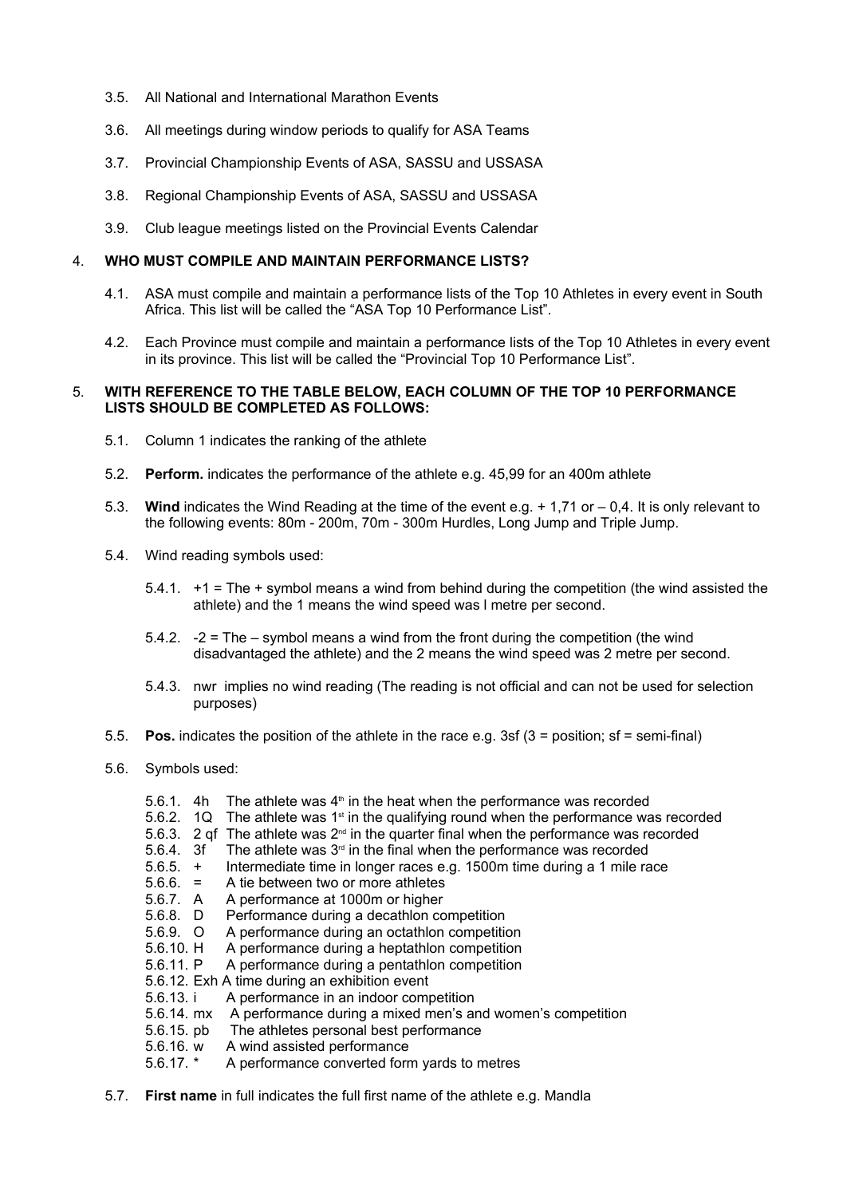3.5. All National and International Marathon Events

3.6. All meetings during window periods to qualify for ASA Teams

3.7. Provincial Championship Events of ASA, SASSU and USSASA

3.8. Regional Championship Events of ASA, SASSU and USSASA

3.9. Club league meetings listed on the Provincial Events Calendar

4. **WHO MUST COMPILE AND MAINTAIN PERFORMANCE LISTS?**

4.1. ASA must compile and maintain a performance lists of the Top 10 Athletes in every event in South Africa. This list will be called the "ASA Top 10 Performance List".

4.2. Each Province must compile and maintain a performance lists of the Top 10 Athletes in every event in its province. This list will be called the "Provincial Top 10 Performance List".

5. **WITH REFERENCE TO THE TABLE BELOW, EACH COLUMN OF THE TOP 10 PERFORMANCE LISTS SHOULD BE COMPLETED AS FOLLOWS:**

5.1. Column 1 indicates the ranking of the athlete

5.2. **Perform.** indicates the performance of the athlete e.g. 45,99 for an 400m athlete

5.3. **Wind** indicates the Wind Reading at the time of the event e.g. + 1,71 or – 0,4. It is only relevant to the following events: 80m - 200m, 70m - 300m Hurdles, Long Jump and Triple Jump.

5.4. Wind reading symbols used:

5.4.1. +1 = The + symbol means a wind from behind during the competition (the wind assisted the athlete) and the 1 means the wind speed was l metre per second.

5.4.2. -2 = The – symbol means a wind from the front during the competition (the wind disadvantaged the athlete) and the 2 means the wind speed was 2 metre per second.

5.4.3. nwr implies no wind reading (The reading is not official and can not be used for selection purposes)

5.5. **Pos.** indicates the position of the athlete in the race e.g. 3sf (3 = position; sf = semi-final)

5.6. Symbols used:

5.6.1. 4h The athlete was 4th in the heat when the performance was recorded
5.6.2. 1Q The athlete was 1st in the qualifying round when the performance was recorded
5.6.3. 2 qf The athlete was 2nd in the quarter final when the performance was recorded
5.6.4. 3f The athlete was 3rd in the final when the performance was recorded
5.6.5. + Intermediate time in longer races e.g. 1500m time during a 1 mile race
5.6.6. = A tie between two or more athletes
5.6.7. A A performance at 1000m or higher
5.6.8. D Performance during a decathlon competition
5.6.9. O A performance during an octathlon competition
5.6.10. H A performance during a heptathlon competition
5.6.11. P A performance during a pentathlon competition
5.6.12. Exh A time during an exhibition event
5.6.13. i A performance in an indoor competition
5.6.14. mx A performance during a mixed men's and women's competition
5.6.15. pb The athletes personal best performance
5.6.16. w A wind assisted performance
5.6.17. * A performance converted form yards to metres

5.7. **First name** in full indicates the full first name of the athlete e.g. Mandla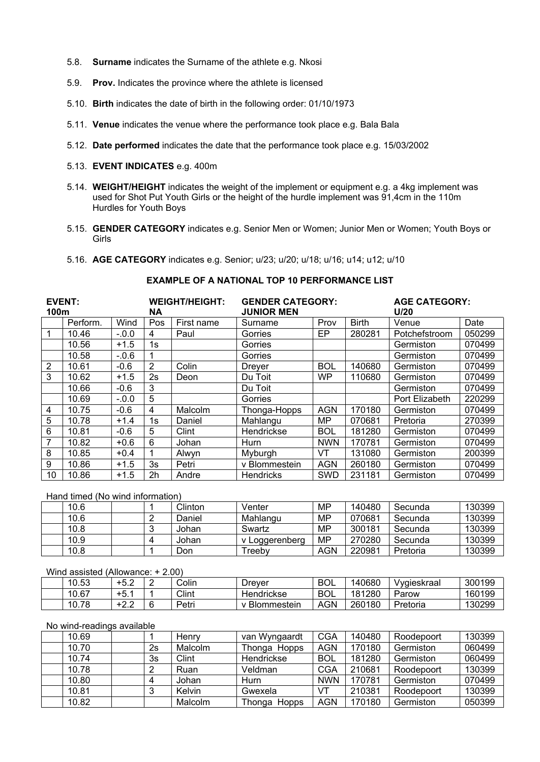5.8. **Surname** indicates the Surname of the athlete e.g. Nkosi

5.9. **Prov.** Indicates the province where the athlete is licensed

5.10. **Birth** indicates the date of birth in the following order: 01/10/1973

5.11. **Venue** indicates the venue where the performance took place e.g. Bala Bala

5.12. **Date performed** indicates the date that the performance took place e.g. 15/03/2002

5.13. **EVENT INDICATES** e.g. 400m

5.14. **WEIGHT/HEIGHT** indicates the weight of the implement or equipment e.g. a 4kg implement was used for Shot Put Youth Girls or the height of the hurdle implement was 91,4cm in the 110m Hurdles for Youth Boys

5.15. **GENDER CATEGORY** indicates e.g. Senior Men or Women; Junior Men or Women; Youth Boys or Girls

5.16. **AGE CATEGORY** indicates e.g. Senior; u/23; u/20; u/18; u/16; u14; u12; u/10

## EXAMPLE OF A NATIONAL TOP 10 PERFORMANCE LIST

| **EVENT: 100m** | | | **WEIGHT/HEIGHT: NA** | | **GENDER CATEGORY: JUNIOR MEN** | | | **AGE CATEGORY: U/20** | |
|---|---|---|---|---|---|---|---|---|---|
| | Perform. | Wind | Pos | First name | Surname | Prov | Birth | Venue | Date |
| 1 | 10.46 | -.0.0 | 4 | Paul | Gorries | EP | 280281 | Potchefstroom | 050299 |
| | 10.56 | +1.5 | 1s | | Gorries | | | Germiston | 070499 |
| | 10.58 | -.0.6 | 1 | | Gorries | | | Germiston | 070499 |
| 2 | 10.61 | -0.6 | 2 | Colin | Dreyer | BOL | 140680 | Germiston | 070499 |
| 3 | 10.62 | +1.5 | 2s | Deon | Du Toit | WP | 110680 | Germiston | 070499 |
| | 10.66 | -0.6 | 3 | | Du Toit | | | Germiston | 070499 |
| | 10.69 | -.0.0 | 5 | | Gorries | | | Port Elizabeth | 220299 |
| 4 | 10.75 | -0.6 | 4 | Malcolm | Thonga-Hopps | AGN | 170180 | Germiston | 070499 |
| 5 | 10.78 | +1.4 | 1s | Daniel | Mahlangu | MP | 070681 | Pretoria | 270399 |
| 6 | 10.81 | -0.6 | 5 | Clint | Hendrickse | BOL | 181280 | Germiston | 070499 |
| 7 | 10.82 | +0.6 | 6 | Johan | Hurn | NWN | 170781 | Germiston | 070499 |
| 8 | 10.85 | +0.4 | 1 | Alwyn | Myburgh | VT | 131080 | Germiston | 200399 |
| 9 | 10.86 | +1.5 | 3s | Petri | v Blommestein | AGN | 260180 | Germiston | 070499 |
| 10 | 10.86 | +1.5 | 2h | Andre | Hendricks | SWD | 231181 | Germiston | 070499 |

Hand timed (No wind information)

| | | | | | | | | | |
|---|---|---|---|---|---|---|---|---|---|
| | 10.6 | | 1 | Clinton | Venter | MP | 140480 | Secunda | 130399 |
| | 10.6 | | 2 | Daniel | Mahlangu | MP | 070681 | Secunda | 130399 |
| | 10.8 | | 3 | Johan | Swartz | MP | 300181 | Secunda | 130399 |
| | 10.9 | | 4 | Johan | v Loggerenberg | MP | 270280 | Secunda | 130399 |
| | 10.8 | | 1 | Don | Treeby | AGN | 220981 | Pretoria | 130399 |

Wind assisted (Allowance: + 2.00)

| | | | | | | | | | |
|---|---|---|---|---|---|---|---|---|---|
| | 10.53 | +5.2 | 2 | Colin | Dreyer | BOL | 140680 | Vygieskraal | 300199 |
| | 10.67 | +5.1 | 1 | Clint | Hendrickse | BOL | 181280 | Parow | 160199 |
| | 10.78 | +2.2 | 6 | Petri | v Blommestein | AGN | 260180 | Pretoria | 130299 |

No wind-readings available

| | | | | | | | | | |
|---|---|---|---|---|---|---|---|---|---|
| | 10.69 | | 1 | Henry | van Wyngaardt | CGA | 140480 | Roodepoort | 130399 |
| | 10.70 | | 2s | Malcolm | Thonga Hopps | AGN | 170180 | Germiston | 060499 |
| | 10.74 | | 3s | Clint | Hendrickse | BOL | 181280 | Germiston | 060499 |
| | 10.78 | | 2 | Ruan | Veldman | CGA | 210681 | Roodepoort | 130399 |
| | 10.80 | | 4 | Johan | Hurn | NWN | 170781 | Germiston | 070499 |
| | 10.81 | | 3 | Kelvin | Gwexela | VT | 210381 | Roodepoort | 130399 |
| | 10.82 | | | Malcolm | Thonga Hopps | AGN | 170180 | Germiston | 050399 |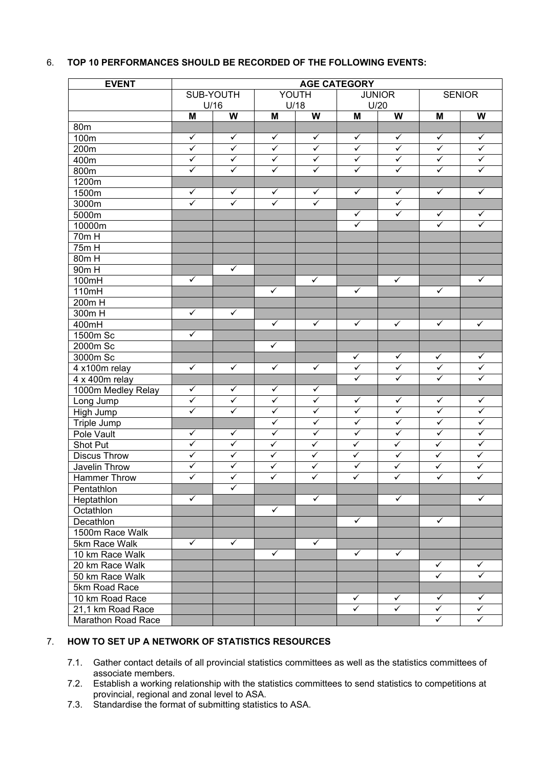6. **TOP 10 PERFORMANCES SHOULD BE RECORDED OF THE FOLLOWING EVENTS:**

| EVENT | AGE CATEGORY | | | | | | | |
|---|---|---|---|---|---|---|---|---|
| | SUB-YOUTH U/16 | | YOUTH U/18 | | JUNIOR U/20 | | SENIOR | |
| | M | W | M | W | M | W | M | W |
| 80m | | | | | | | | |
| 100m | ✓ | ✓ | ✓ | ✓ | ✓ | ✓ | ✓ | ✓ |
| 200m | ✓ | ✓ | ✓ | ✓ | ✓ | ✓ | ✓ | ✓ |
| 400m | ✓ | ✓ | ✓ | ✓ | ✓ | ✓ | ✓ | ✓ |
| 800m | ✓ | ✓ | ✓ | ✓ | ✓ | ✓ | ✓ | ✓ |
| 1200m | | | | | | | | |
| 1500m | ✓ | ✓ | ✓ | ✓ | ✓ | ✓ | ✓ | ✓ |
| 3000m | ✓ | ✓ | ✓ | ✓ | | ✓ | | |
| 5000m | | | | | ✓ | ✓ | ✓ | ✓ |
| 10000m | | | | | ✓ | | ✓ | ✓ |
| 70m H | | | | | | | | |
| 75m H | | | | | | | | |
| 80m H | | | | | | | | |
| 90m H | | ✓ | | | | | | |
| 100mH | ✓ | | | ✓ | | ✓ | | ✓ |
| 110mH | | | ✓ | | ✓ | | ✓ | |
| 200m H | | | | | | | | |
| 300m H | ✓ | ✓ | | | | | | |
| 400mH | | | ✓ | ✓ | ✓ | ✓ | ✓ | ✓ |
| 1500m Sc | ✓ | | | | | | | |
| 2000m Sc | | | ✓ | | | | | |
| 3000m Sc | | | | | ✓ | ✓ | ✓ | ✓ |
| 4 x100m relay | ✓ | ✓ | ✓ | ✓ | ✓ | ✓ | ✓ | ✓ |
| 4 x 400m relay | | | | | ✓ | ✓ | ✓ | ✓ |
| 1000m Medley Relay | ✓ | ✓ | ✓ | ✓ | | | | |
| Long Jump | ✓ | ✓ | ✓ | ✓ | ✓ | ✓ | ✓ | ✓ |
| High Jump | ✓ | ✓ | ✓ | ✓ | ✓ | ✓ | ✓ | ✓ |
| Triple Jump | | | ✓ | ✓ | ✓ | ✓ | ✓ | ✓ |
| Pole Vault | ✓ | ✓ | ✓ | ✓ | ✓ | ✓ | ✓ | ✓ |
| Shot Put | ✓ | ✓ | ✓ | ✓ | ✓ | ✓ | ✓ | ✓ |
| Discus Throw | ✓ | ✓ | ✓ | ✓ | ✓ | ✓ | ✓ | ✓ |
| Javelin Throw | ✓ | ✓ | ✓ | ✓ | ✓ | ✓ | ✓ | ✓ |
| Hammer Throw | ✓ | ✓ | ✓ | ✓ | ✓ | ✓ | ✓ | ✓ |
| Pentathlon | | ✓ | | | | | | |
| Heptathlon | ✓ | | | ✓ | | ✓ | | ✓ |
| Octathlon | | | ✓ | | | | | |
| Decathlon | | | | | ✓ | | ✓ | |
| 1500m Race Walk | | | | | | | | |
| 5km Race Walk | ✓ | ✓ | | ✓ | | | | |
| 10 km Race Walk | | | ✓ | | ✓ | ✓ | | |
| 20 km Race Walk | | | | | | | ✓ | ✓ |
| 50 km Race Walk | | | | | | | ✓ | ✓ |
| 5km Road Race | | | | | | | | |
| 10 km Road Race | | | | | ✓ | ✓ | ✓ | ✓ |
| 21,1 km Road Race | | | | | ✓ | ✓ | ✓ | ✓ |
| Marathon Road Race | | | | | | | ✓ | ✓ |

7. **HOW TO SET UP A NETWORK OF STATISTICS RESOURCES**

   7.1. Gather contact details of all provincial statistics committees as well as the statistics committees of associate members.

   7.2. Establish a working relationship with the statistics committees to send statistics to competitions at provincial, regional and zonal level to ASA.

   7.3. Standardise the format of submitting statistics to ASA.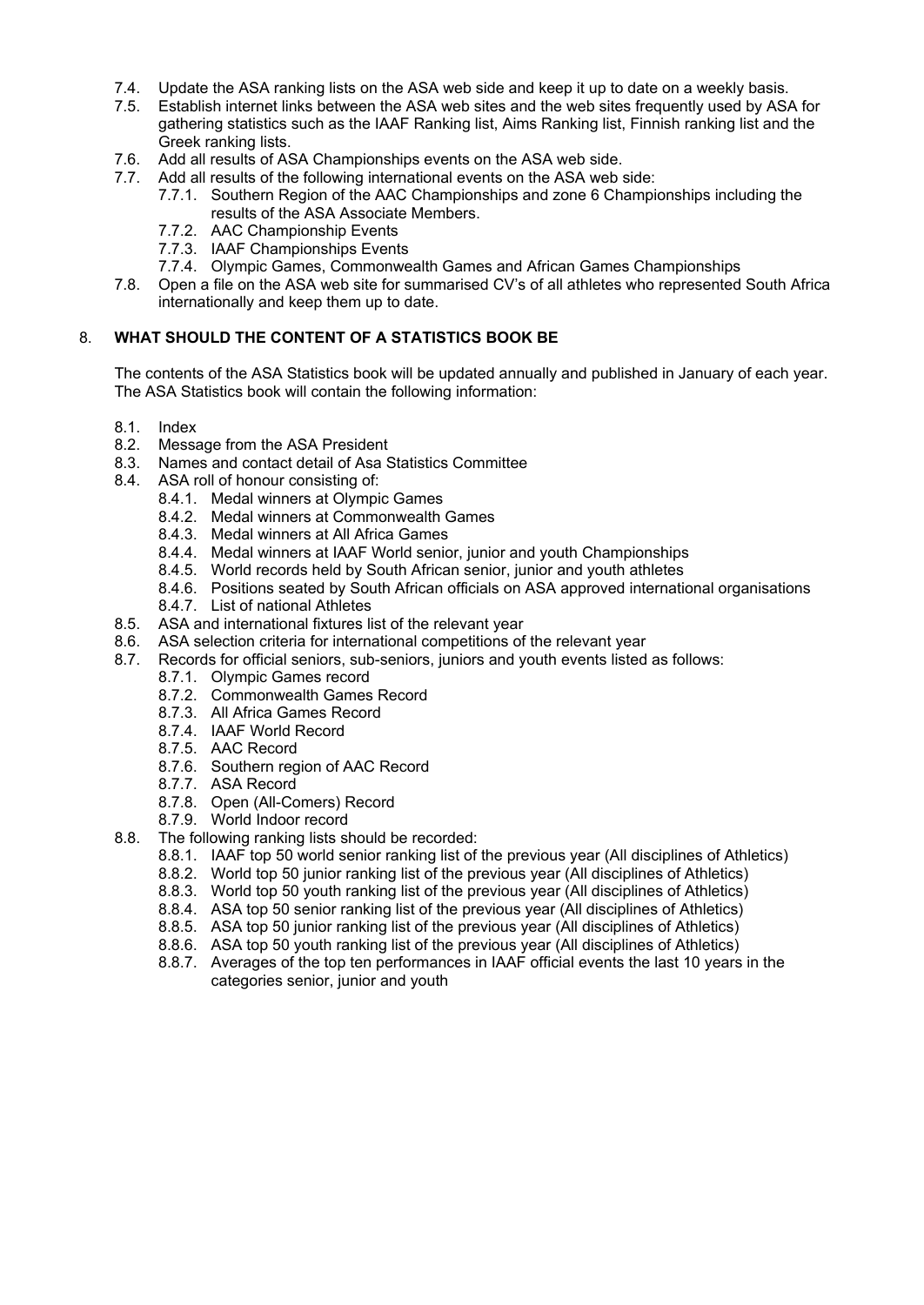7.4. Update the ASA ranking lists on the ASA web side and keep it up to date on a weekly basis.
7.5. Establish internet links between the ASA web sites and the web sites frequently used by ASA for gathering statistics such as the IAAF Ranking list, Aims Ranking list, Finnish ranking list and the Greek ranking lists.
7.6. Add all results of ASA Championships events on the ASA web side.
7.7. Add all results of the following international events on the ASA web side:
  7.7.1. Southern Region of the AAC Championships and zone 6 Championships including the results of the ASA Associate Members.
  7.7.2. AAC Championship Events
  7.7.3. IAAF Championships Events
  7.7.4. Olympic Games, Commonwealth Games and African Games Championships
7.8. Open a file on the ASA web site for summarised CV's of all athletes who represented South Africa internationally and keep them up to date.

## 8. WHAT SHOULD THE CONTENT OF A STATISTICS BOOK BE

The contents of the ASA Statistics book will be updated annually and published in January of each year. The ASA Statistics book will contain the following information:

8.1. Index
8.2. Message from the ASA President
8.3. Names and contact detail of Asa Statistics Committee
8.4. ASA roll of honour consisting of:
  8.4.1. Medal winners at Olympic Games
  8.4.2. Medal winners at Commonwealth Games
  8.4.3. Medal winners at All Africa Games
  8.4.4. Medal winners at IAAF World senior, junior and youth Championships
  8.4.5. World records held by South African senior, junior and youth athletes
  8.4.6. Positions seated by South African officials on ASA approved international organisations
  8.4.7. List of national Athletes
8.5. ASA and international fixtures list of the relevant year
8.6. ASA selection criteria for international competitions of the relevant year
8.7. Records for official seniors, sub-seniors, juniors and youth events listed as follows:
  8.7.1. Olympic Games record
  8.7.2. Commonwealth Games Record
  8.7.3. All Africa Games Record
  8.7.4. IAAF World Record
  8.7.5. AAC Record
  8.7.6. Southern region of AAC Record
  8.7.7. ASA Record
  8.7.8. Open (All-Comers) Record
  8.7.9. World Indoor record
8.8. The following ranking lists should be recorded:
  8.8.1. IAAF top 50 world senior ranking list of the previous year (All disciplines of Athletics)
  8.8.2. World top 50 junior ranking list of the previous year (All disciplines of Athletics)
  8.8.3. World top 50 youth ranking list of the previous year (All disciplines of Athletics)
  8.8.4. ASA top 50 senior ranking list of the previous year (All disciplines of Athletics)
  8.8.5. ASA top 50 junior ranking list of the previous year (All disciplines of Athletics)
  8.8.6. ASA top 50 youth ranking list of the previous year (All disciplines of Athletics)
  8.8.7. Averages of the top ten performances in IAAF official events the last 10 years in the categories senior, junior and youth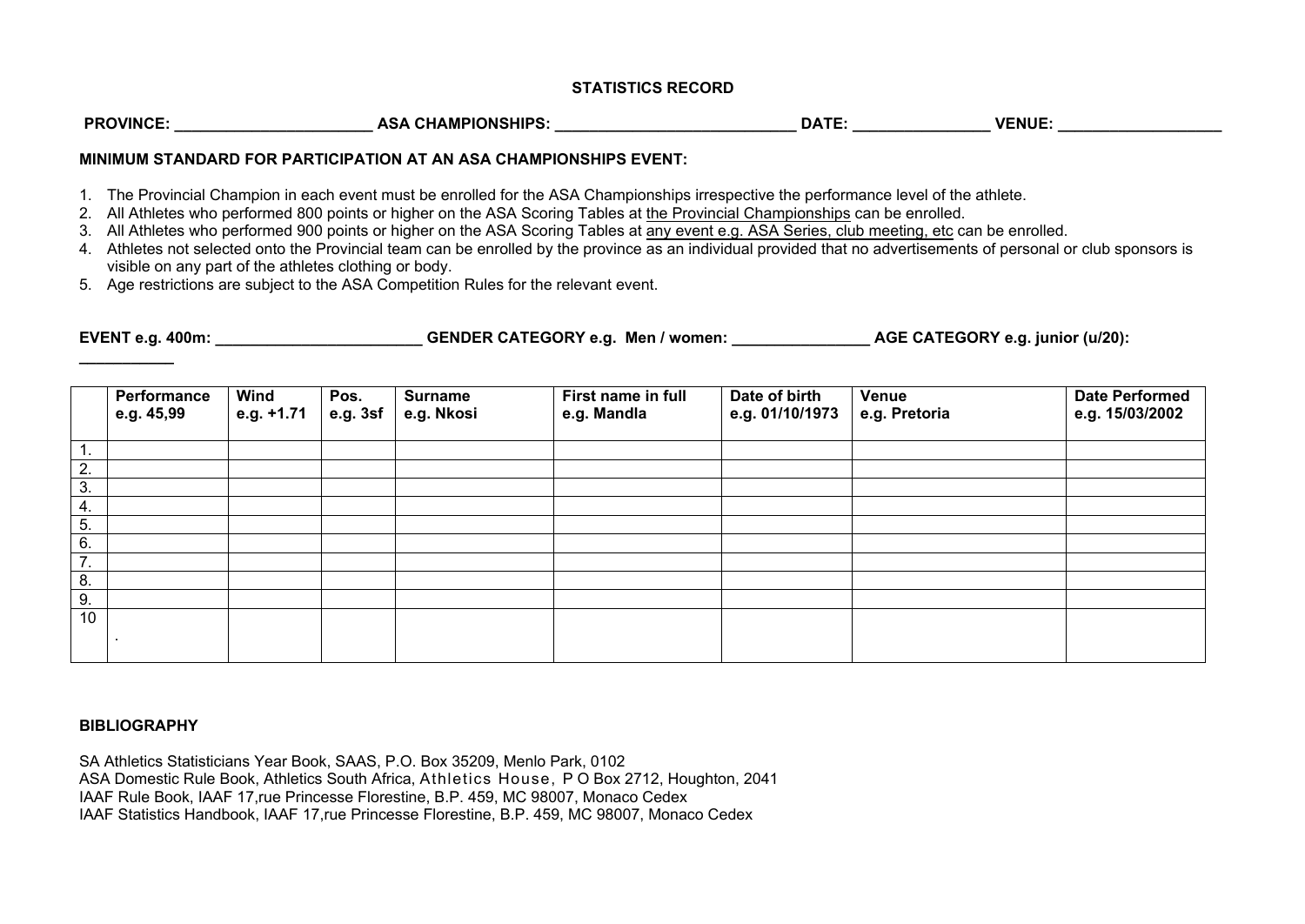# STATISTICS RECORD

**PROVINCE: ______________________ ASA CHAMPIONSHIPS: ___________________________ DATE: _______________ VENUE: __________________**

**MINIMUM STANDARD FOR PARTICIPATION AT AN ASA CHAMPIONSHIPS EVENT:**

1. The Provincial Champion in each event must be enrolled for the ASA Championships irrespective the performance level of the athlete.
2. All Athletes who performed 800 points or higher on the ASA Scoring Tables at the Provincial Championships can be enrolled.
3. All Athletes who performed 900 points or higher on the ASA Scoring Tables at any event e.g. ASA Series, club meeting, etc can be enrolled.
4. Athletes not selected onto the Provincial team can be enrolled by the province as an individual provided that no advertisements of personal or club sponsors is visible on any part of the athletes clothing or body.
5. Age restrictions are subject to the ASA Competition Rules for the relevant event.

**EVENT e.g. 400m: _______________________ GENDER CATEGORY e.g. Men / women: _______________ AGE CATEGORY e.g. junior (u/20): __________**

| | Performance e.g. 45,99 | Wind e.g. +1.71 | Pos. e.g. 3sf | Surname e.g. Nkosi | First name in full e.g. Mandla | Date of birth e.g. 01/10/1973 | Venue e.g. Pretoria | Date Performed e.g. 15/03/2002 |
|---|---|---|---|---|---|---|---|---|
| 1. | | | | | | | | |
| 2. | | | | | | | | |
| 3. | | | | | | | | |
| 4. | | | | | | | | |
| 5. | | | | | | | | |
| 6. | | | | | | | | |
| 7. | | | | | | | | |
| 8. | | | | | | | | |
| 9. | | | | | | | | |
| 10 | . | | | | | | | |

**BIBLIOGRAPHY**

SA Athletics Statisticians Year Book, SAAS, P.O. Box 35209, Menlo Park, 0102
ASA Domestic Rule Book, Athletics South Africa, Athletics House, P O Box 2712, Houghton, 2041
IAAF Rule Book, IAAF 17,rue Princesse Florestine, B.P. 459, MC 98007, Monaco Cedex
IAAF Statistics Handbook, IAAF 17,rue Princesse Florestine, B.P. 459, MC 98007, Monaco Cedex